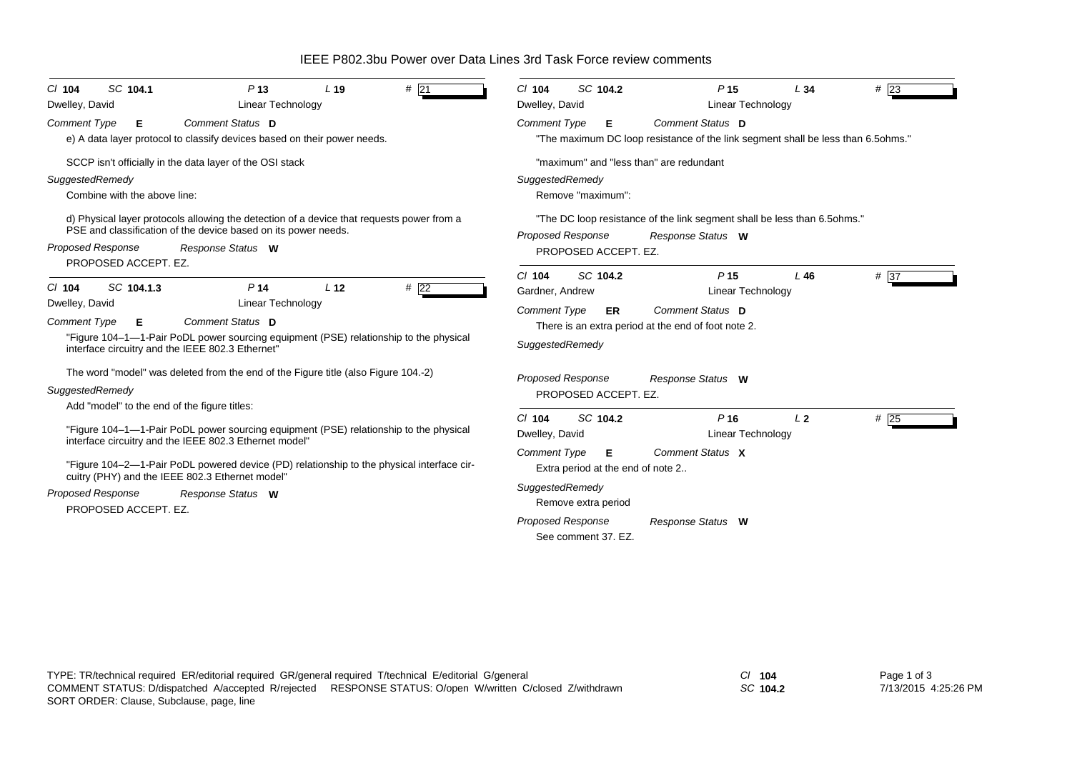# IEEE P802.3bu Power over Data Lines 3rd Task Force review comments

---

*Cl* **104** *SC* **104.1** *P* **13** *L* **19** # **21**

Dwelley, David — Linear Technology

*Comment Type* **E** *Comment Status* **D**

e) A data layer protocol to classify devices based on their power needs.

SCCP isn't officially in the data layer of the OSI stack

*SuggestedRemedy*

Combine with the above line:

d) Physical layer protocols allowing the detection of a device that requests power from a PSE and classification of the device based on its power needs.

*Proposed Response* *Response Status* **W**

PROPOSED ACCEPT. EZ.

---

*Cl* **104** *SC* **104.1.3** *P* **14** *L* **12** # **22**

Dwelley, David — Linear Technology

*Comment Type* **E** *Comment Status* **D**

"Figure 104–1—1-Pair PoDL power sourcing equipment (PSE) relationship to the physical interface circuitry and the IEEE 802.3 Ethernet"

The word "model" was deleted from the end of the Figure title (also Figure 104.-2)

*SuggestedRemedy*

Add "model" to the end of the figure titles:

"Figure 104–1—1-Pair PoDL power sourcing equipment (PSE) relationship to the physical interface circuitry and the IEEE 802.3 Ethernet model"

"Figure 104–2—1-Pair PoDL powered device (PD) relationship to the physical interface circuitry (PHY) and the IEEE 802.3 Ethernet model"

*Proposed Response* *Response Status* **W**

PROPOSED ACCEPT. EZ.

---

*Cl* **104** *SC* **104.2** *P* **15** *L* **34** # **23**

Dwelley, David — Linear Technology

*Comment Type* **E** *Comment Status* **D**

"The maximum DC loop resistance of the link segment shall be less than 6.5ohms."

"maximum" and "less than" are redundant

*SuggestedRemedy*

Remove "maximum":

"The DC loop resistance of the link segment shall be less than 6.5ohms."

*Proposed Response* *Response Status* **W**

PROPOSED ACCEPT. EZ.

---

*Cl* **104** *SC* **104.2** *P* **15** *L* **46** # **37**

Gardner, Andrew — Linear Technology

*Comment Type* **ER** *Comment Status* **D**

There is an extra period at the end of foot note 2.

*SuggestedRemedy*

*Proposed Response* *Response Status* **W**

PROPOSED ACCEPT. EZ.

---

*Cl* **104** *SC* **104.2** *P* **16** *L* **2** # **25**

Dwelley, David — Linear Technology

*Comment Type* **E** *Comment Status* **X**

Extra period at the end of note 2..

*SuggestedRemedy*

Remove extra period

*Proposed Response* *Response Status* **W**

See comment 37. EZ.

---

TYPE: TR/technical required ER/editorial required GR/general required T/technical E/editorial G/general
COMMENT STATUS: D/dispatched A/accepted R/rejected RESPONSE STATUS: O/open W/written C/closed Z/withdrawn
SORT ORDER: Clause, Subclause, page, line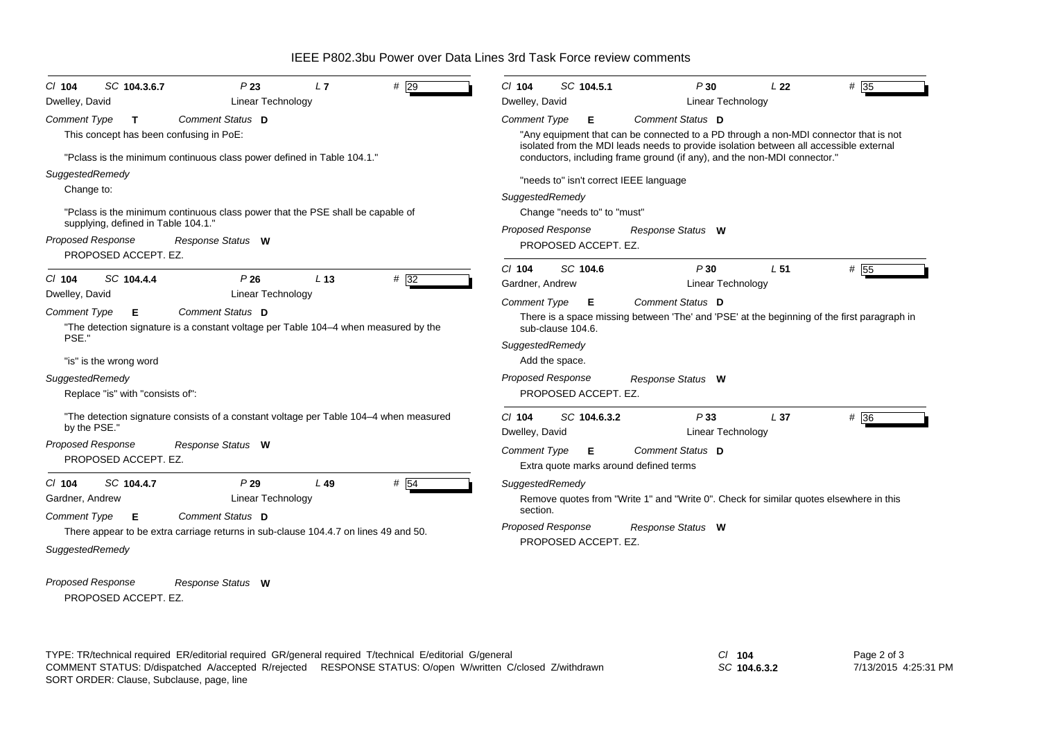**Cl** 104 **SC** 104.3.6.7 **P** 23 **L** 7 **#** 29

Dwelley, David — Linear Technology

**Comment Type** T **Comment Status** D

This concept has been confusing in PoE:

"Pclass is the minimum continuous class power defined in Table 104.1."

*SuggestedRemedy*

Change to:

"Pclass is the minimum continuous class power that the PSE shall be capable of supplying, defined in Table 104.1."

*Proposed Response* *Response Status* W

PROPOSED ACCEPT. EZ.

---

**Cl** 104 **SC** 104.4.4 **P** 26 **L** 13 **#** 32

Dwelley, David — Linear Technology

**Comment Type** E **Comment Status** D

"The detection signature is a constant voltage per Table 104–4 when measured by the PSE."

"is" is the wrong word

*SuggestedRemedy*

Replace "is" with "consists of":

"The detection signature consists of a constant voltage per Table 104–4 when measured by the PSE."

*Proposed Response* *Response Status* W

PROPOSED ACCEPT. EZ.

---

**Cl** 104 **SC** 104.4.7 **P** 29 **L** 49 **#** 54

Gardner, Andrew — Linear Technology

**Comment Type** E **Comment Status** D

There appear to be extra carriage returns in sub-clause 104.4.7 on lines 49 and 50.

*SuggestedRemedy*

*Proposed Response* *Response Status* W

PROPOSED ACCEPT. EZ.

---

**Cl** 104 **SC** 104.5.1 **P** 30 **L** 22 **#** 35

Dwelley, David — Linear Technology

**Comment Type** E **Comment Status** D

"Any equipment that can be connected to a PD through a non-MDI connector that is not isolated from the MDI leads needs to provide isolation between all accessible external conductors, including frame ground (if any), and the non-MDI connector."

"needs to" isn't correct IEEE language

*SuggestedRemedy*

Change "needs to" to "must"

*Proposed Response* *Response Status* W

PROPOSED ACCEPT. EZ.

---

**Cl** 104 **SC** 104.6 **P** 30 **L** 51 **#** 55

Gardner, Andrew — Linear Technology

**Comment Type** E **Comment Status** D

There is a space missing between 'The' and 'PSE' at the beginning of the first paragraph in sub-clause 104.6.

*SuggestedRemedy*

Add the space.

*Proposed Response* *Response Status* W

PROPOSED ACCEPT. EZ.

---

**Cl** 104 **SC** 104.6.3.2 **P** 33 **L** 37 **#** 36

Dwelley, David — Linear Technology

**Comment Type** E **Comment Status** D

Extra quote marks around defined terms

*SuggestedRemedy*

Remove quotes from "Write 1" and "Write 0". Check for similar quotes elsewhere in this section.

*Proposed Response* *Response Status* W

PROPOSED ACCEPT. EZ.

---

TYPE: TR/technical required ER/editorial required GR/general required T/technical E/editorial G/general
COMMENT STATUS: D/dispatched A/accepted R/rejected RESPONSE STATUS: O/open W/written C/closed Z/withdrawn
SORT ORDER: Clause, Subclause, page, line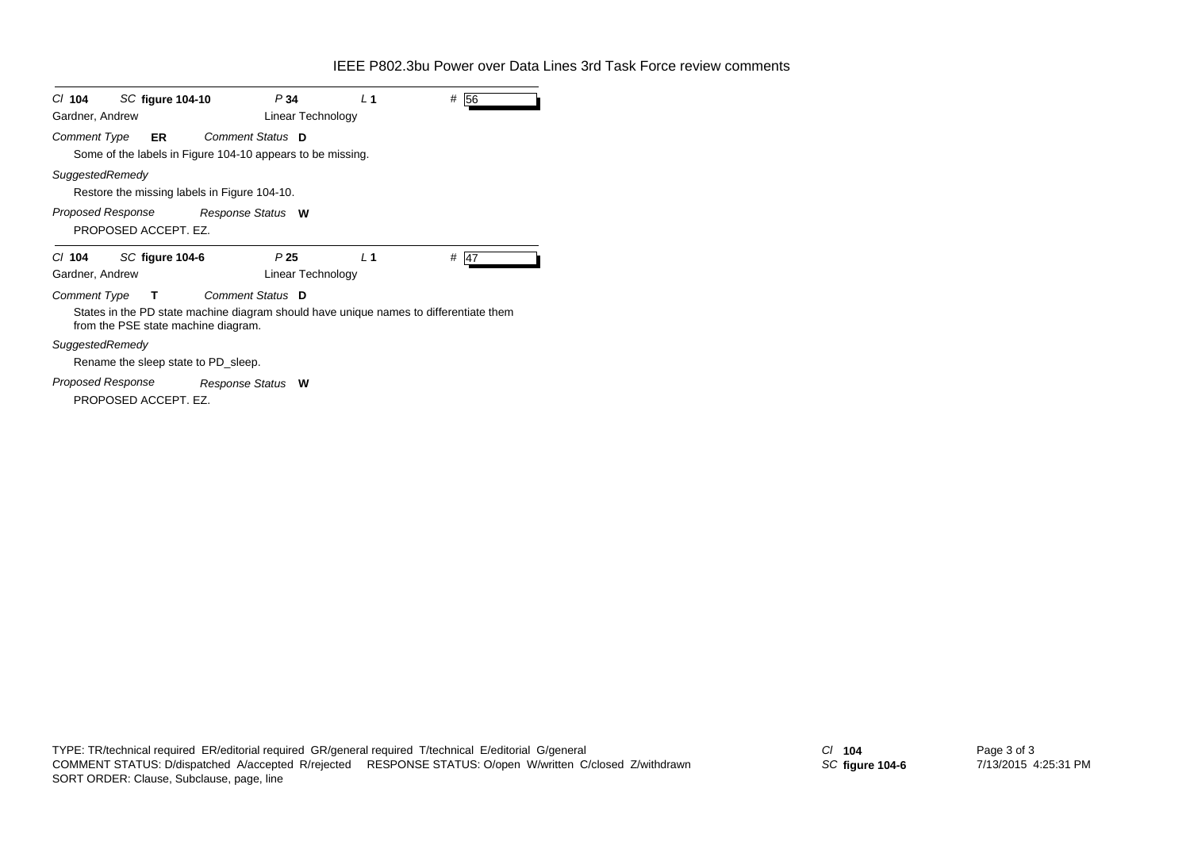*Cl* **104** *SC* **figure 104-10** *P* **34** *L* **1** # 56

Gardner, Andrew — Linear Technology

*Comment Type* **ER** *Comment Status* **D**

Some of the labels in Figure 104-10 appears to be missing.

*SuggestedRemedy*

Restore the missing labels in Figure 104-10.

*Proposed Response* *Response Status* **W**

PROPOSED ACCEPT. EZ.

---

*Cl* **104** *SC* **figure 104-6** *P* **25** *L* **1** # 47

Gardner, Andrew — Linear Technology

*Comment Type* **T** *Comment Status* **D**

States in the PD state machine diagram should have unique names to differentiate them from the PSE state machine diagram.

*SuggestedRemedy*

Rename the sleep state to PD_sleep.

*Proposed Response* *Response Status* **W**

PROPOSED ACCEPT. EZ.

---

TYPE: TR/technical required ER/editorial required GR/general required T/technical E/editorial G/general
COMMENT STATUS: D/dispatched A/accepted R/rejected RESPONSE STATUS: O/open W/written C/closed Z/withdrawn
SORT ORDER: Clause, Subclause, page, line